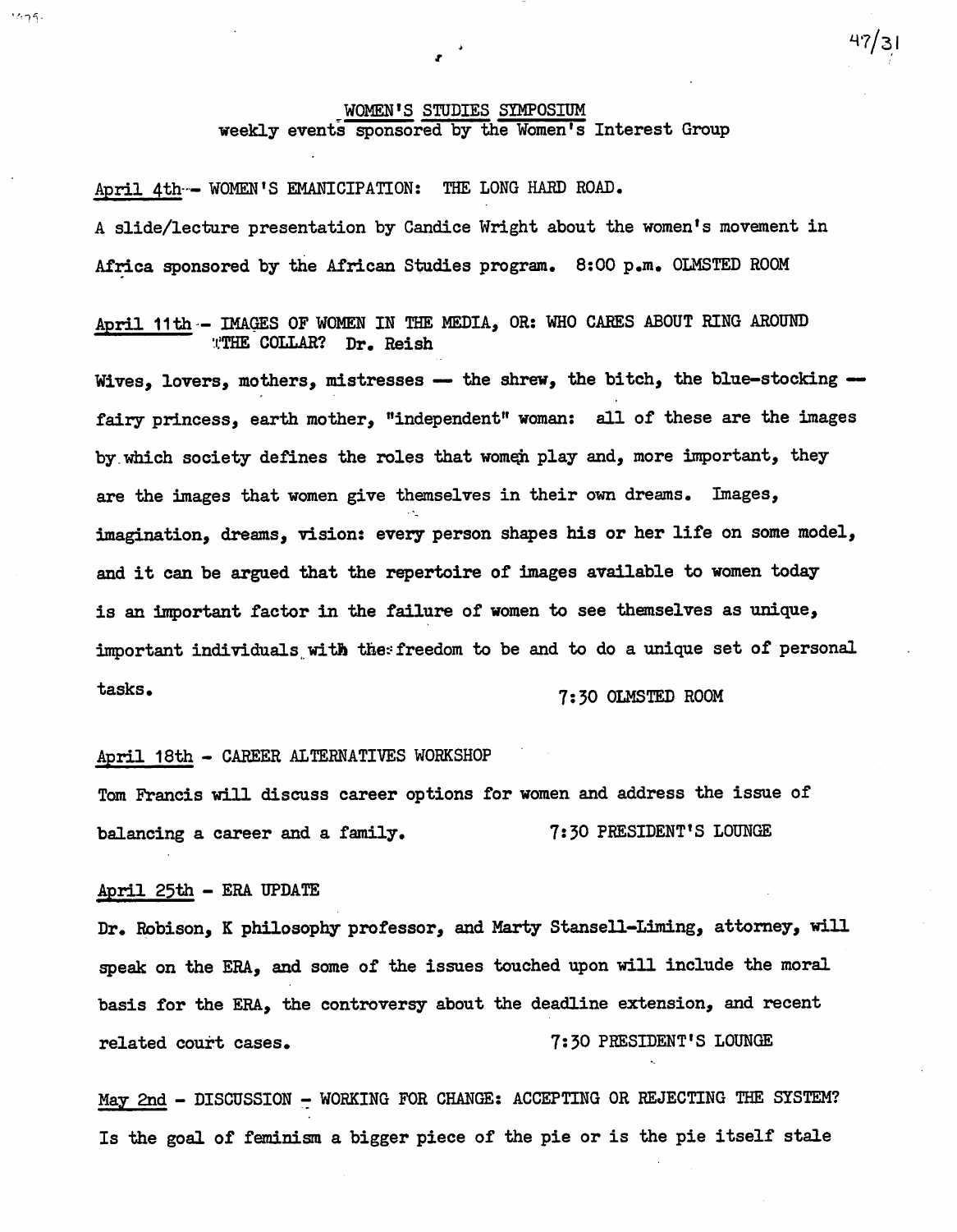# WOMEN'S STUDIES SYMPOSIUM

weekly events sponsored by the Women's Interest Group

April 4th — WOMEN'S EMANICIPATION: THE LONG HARD ROAD.

A slide/lecture presentation by Candice Wright about the women's movement in Africa sponsored by the African Studies program. 8:00 p.m. OLMSTED ROOM

April 11th — IMAGES OF WOMEN IN THE MEDIA, OR: WHO CARES ABOUT RING AROUND THE COLLAR? Dr. Reish

Wives, lovers, mothers, mistresses — the shrew, the bitch, the blue-stocking — fairy princess, earth mother, "independent" woman: all of these are the images by which society defines the roles that women play and, more important, they are the images that women give themselves in their own dreams. Images, imagination, dreams, vision: every person shapes his or her life on some model, and it can be argued that the repertoire of images available to women today is an important factor in the failure of women to see themselves as unique, important individuals with the freedom to be and to do a unique set of personal tasks. 7:30 OLMSTED ROOM

April 18th - CAREER ALTERNATIVES WORKSHOP

Tom Francis will discuss career options for women and address the issue of balancing a career and a family. 7:30 PRESIDENT'S LOUNGE

April 25th - ERA UPDATE

Dr. Robison, K philosophy professor, and Marty Stansell-Liming, attorney, will speak on the ERA, and some of the issues touched upon will include the moral basis for the ERA, the controversy about the deadline extension, and recent related court cases. 7:30 PRESIDENT'S LOUNGE

May 2nd - DISCUSSION - WORKING FOR CHANGE: ACCEPTING OR REJECTING THE SYSTEM?

Is the goal of feminism a bigger piece of the pie or is the pie itself stale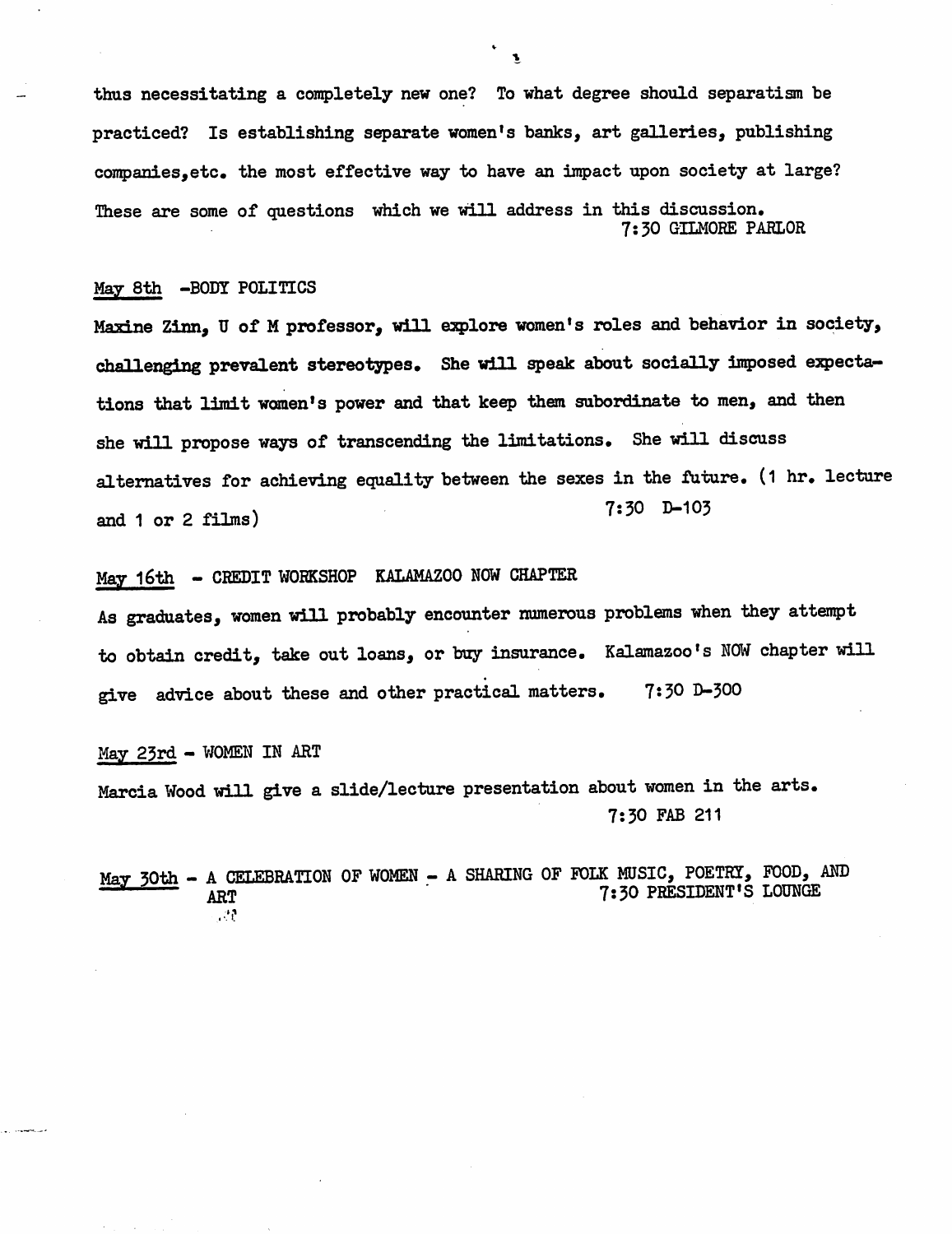thus necessitating a completely new one? To what degree should separatism be practiced? Is establishing separate women's banks, art galleries, publishing companies,etc. the most effective way to have an impact upon society at large? These are some of questions which we will address in this discussion.

7:30 GILMORE PARLOR

May 8th -BODY POLITICS

Maxine Zinn, U of M professor, will explore women's roles and behavior in society, challenging prevalent stereotypes. She will speak about socially imposed expectations that limit women's power and that keep them subordinate to men, and then she will propose ways of transcending the limitations. She will discuss alternatives for achieving equality between the sexes in the future. (1 hr. lecture and 1 or 2 films)

7:30 D-103

May 16th - CREDIT WORKSHOP KALAMAZOO NOW CHAPTER

As graduates, women will probably encounter numerous problems when they attempt to obtain credit, take out loans, or buy insurance. Kalamazoo's NOW chapter will give advice about these and other practical matters. 7:30 D-300

May 23rd - WOMEN IN ART

Marcia Wood will give a slide/lecture presentation about women in the arts.

7:30 FAB 211

May 30th - A CELEBRATION OF WOMEN - A SHARING OF FOLK MUSIC, POETRY, FOOD, AND ART

7:30 PRESIDENT'S LOUNGE